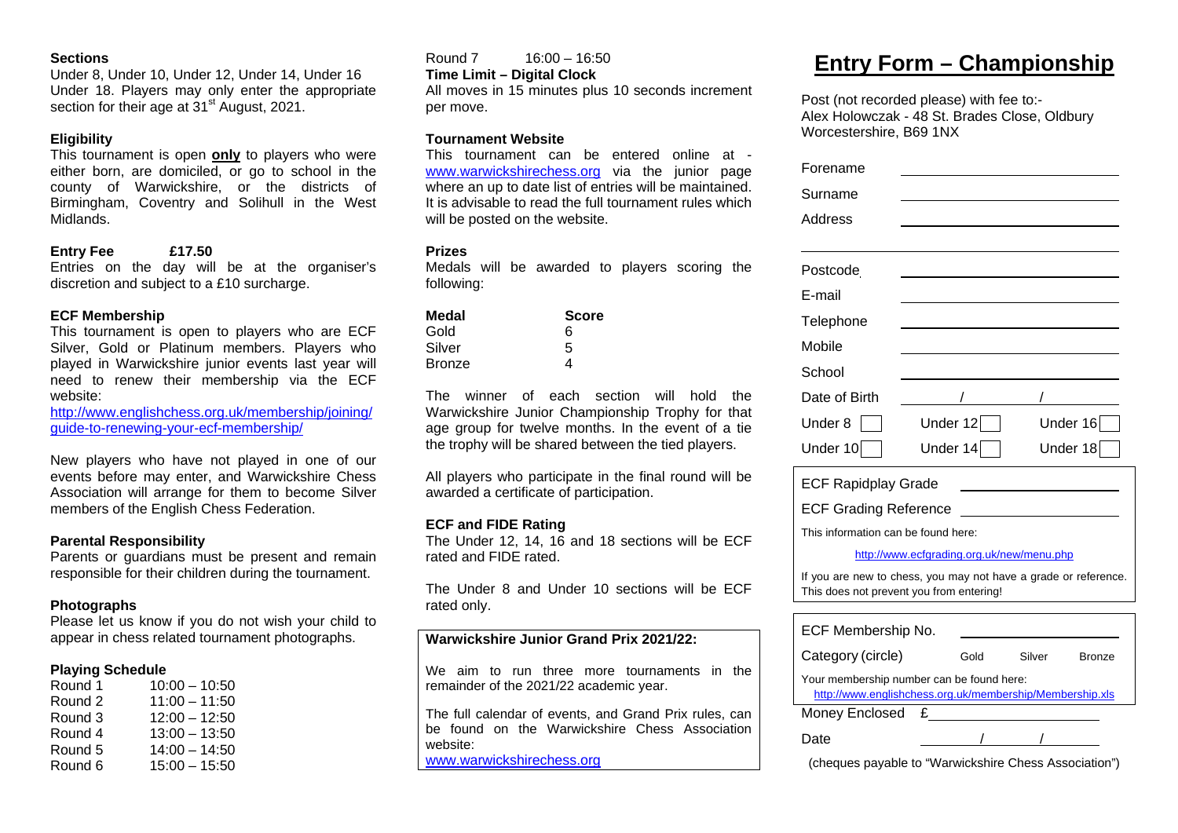### Sections

Under 8, Under 10, Under 12, Under 14, Under 16 Under 18. Players may only enter the appropriate section for their age at 31st August, 2021.

### Eligibility

This tournament is open **only** to players who were either born, are domiciled, or go to school in the county of Warwickshire, or the districts of Birmingham, Coventry and Solihull in the West Midlands.

### Entry Fee £17.50

Entries on the day will be at the organiser's discretion and subject to a £10 surcharge.

### ECF Membership

This tournament is open to players who are ECF Silver, Gold or Platinum members. Players who played in Warwickshire junior events last year will need to renew their membership via the ECF website:

http://www.englishchess.org.uk/membership/joining/guide-to-renewing-your-ecf-membership/

New players who have not played in one of our events before may enter, and Warwickshire Chess Association will arrange for them to become Silver members of the English Chess Federation.

### Parental Responsibility

Parents or guardians must be present and remain responsible for their children during the tournament.

### Photographs

Please let us know if you do not wish your child to appear in chess related tournament photographs.

### Playing Schedule

| | |
|---|---|
| Round 1 | 10:00 – 10:50 |
| Round 2 | 11:00 – 11:50 |
| Round 3 | 12:00 – 12:50 |
| Round 4 | 13:00 – 13:50 |
| Round 5 | 14:00 – 14:50 |
| Round 6 | 15:00 – 15:50 |
| Round 7 | 16:00 – 16:50 |

### Time Limit – Digital Clock

All moves in 15 minutes plus 10 seconds increment per move.

### Tournament Website

This tournament can be entered online at - www.warwickshirechess.org via the junior page where an up to date list of entries will be maintained. It is advisable to read the full tournament rules which will be posted on the website.

### Prizes

Medals will be awarded to players scoring the following:

| Medal | Score |
|---|---|
| Gold | 6 |
| Silver | 5 |
| Bronze | 4 |

The winner of each section will hold the Warwickshire Junior Championship Trophy for that age group for twelve months. In the event of a tie the trophy will be shared between the tied players.

All players who participate in the final round will be awarded a certificate of participation.

### ECF and FIDE Rating

The Under 12, 14, 16 and 18 sections will be ECF rated and FIDE rated.

The Under 8 and Under 10 sections will be ECF rated only.

### Warwickshire Junior Grand Prix 2021/22:

We aim to run three more tournaments in the remainder of the 2021/22 academic year.

The full calendar of events, and Grand Prix rules, can be found on the Warwickshire Chess Association website:

www.warwickshirechess.org

# Entry Form – Championship

Post (not recorded please) with fee to:-
Alex Holowczak - 48 St. Brades Close, Oldbury
Worcestershire, B69 1NX

Forename ______________________

Surname ______________________

Address ______________________

______________________

Postcode ______________________

E-mail ______________________

Telephone ______________________

Mobile ______________________

School ______________________

Date of Birth ____/____/____

Under 8 ☐ Under 12 ☐ Under 16 ☐

Under 10 ☐ Under 14 ☐ Under 18 ☐

ECF Rapidplay Grade ______________________

ECF Grading Reference ______________________

This information can be found here:

http://www.ecfgrading.org.uk/new/menu.php

If you are new to chess, you may not have a grade or reference. This does not prevent you from entering!

ECF Membership No. ______________________

Category (circle) Gold Silver Bronze

Your membership number can be found here:
http://www.englishchess.org.uk/membership/Membership.xls

Money Enclosed £______________________

Date ____/____/____

(cheques payable to "Warwickshire Chess Association")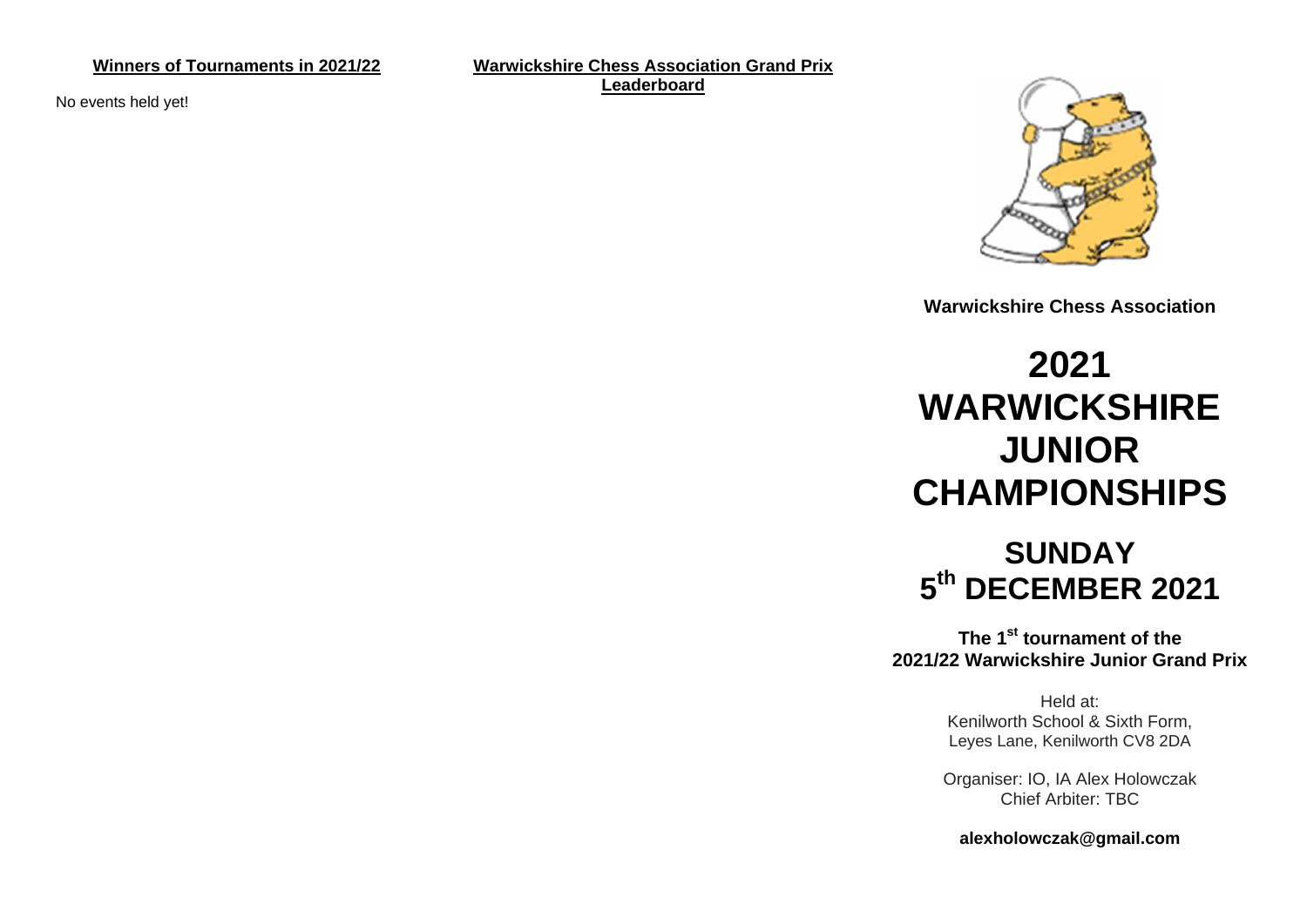**Winners of Tournaments in 2021/22**

No events held yet!

**Warwickshire Chess Association Grand Prix Leaderboard**

**Warwickshire Chess Association**

# 2021 WARWICKSHIRE JUNIOR CHAMPIONSHIPS

## SUNDAY 5th DECEMBER 2021

**The 1st tournament of the 2021/22 Warwickshire Junior Grand Prix**

Held at:
Kenilworth School & Sixth Form,
Leyes Lane, Kenilworth CV8 2DA

Organiser: IO, IA Alex Holowczak
Chief Arbiter: TBC

**alexholowczak@gmail.com**